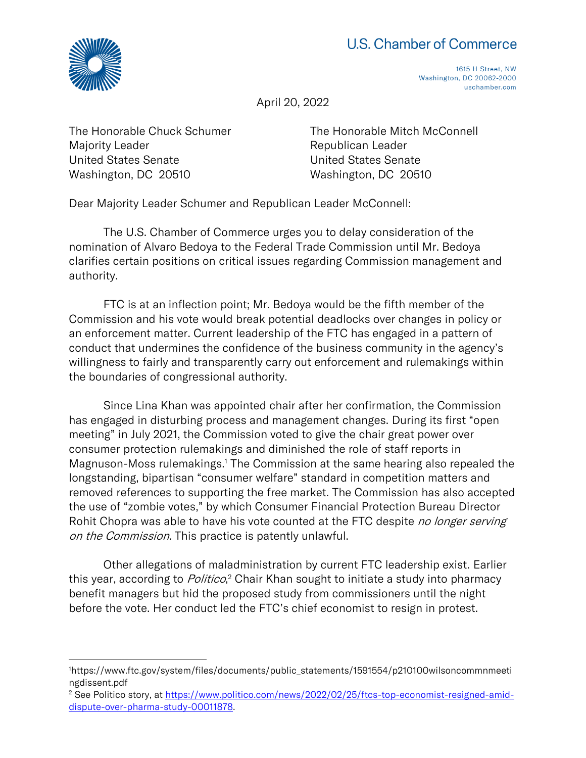U.S. Chamber of Commerce

1615 H Street, NW
Washington, DC 20062-2000
uschamber.com

April 20, 2022

The Honorable Chuck Schumer
Majority Leader
United States Senate
Washington, DC 20510

The Honorable Mitch McConnell
Republican Leader
United States Senate
Washington, DC 20510

Dear Majority Leader Schumer and Republican Leader McConnell:

The U.S. Chamber of Commerce urges you to delay consideration of the nomination of Alvaro Bedoya to the Federal Trade Commission until Mr. Bedoya clarifies certain positions on critical issues regarding Commission management and authority.

FTC is at an inflection point; Mr. Bedoya would be the fifth member of the Commission and his vote would break potential deadlocks over changes in policy or an enforcement matter. Current leadership of the FTC has engaged in a pattern of conduct that undermines the confidence of the business community in the agency's willingness to fairly and transparently carry out enforcement and rulemakings within the boundaries of congressional authority.

Since Lina Khan was appointed chair after her confirmation, the Commission has engaged in disturbing process and management changes. During its first "open meeting" in July 2021, the Commission voted to give the chair great power over consumer protection rulemakings and diminished the role of staff reports in Magnuson-Moss rulemakings.[1] The Commission at the same hearing also repealed the longstanding, bipartisan "consumer welfare" standard in competition matters and removed references to supporting the free market. The Commission has also accepted the use of "zombie votes," by which Consumer Financial Protection Bureau Director Rohit Chopra was able to have his vote counted at the FTC despite *no longer serving on the Commission.* This practice is patently unlawful.

Other allegations of maladministration by current FTC leadership exist. Earlier this year, according to *Politico*,[2] Chair Khan sought to initiate a study into pharmacy benefit managers but hid the proposed study from commissioners until the night before the vote. Her conduct led the FTC's chief economist to resign in protest.

---

[1] https://www.ftc.gov/system/files/documents/public_statements/1591554/p210100wilsoncommnmeetingdissent.pdf

[2] See Politico story, at https://www.politico.com/news/2022/02/25/ftcs-top-economist-resigned-amid-dispute-over-pharma-study-00011878.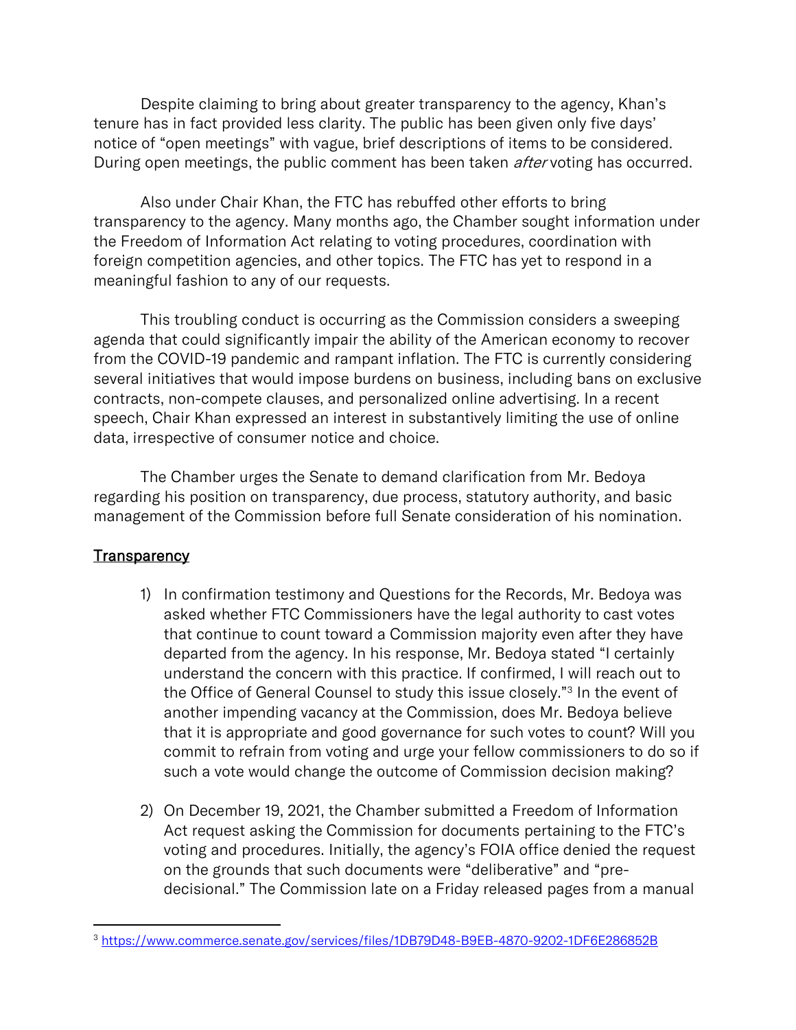Despite claiming to bring about greater transparency to the agency, Khan's tenure has in fact provided less clarity. The public has been given only five days' notice of "open meetings" with vague, brief descriptions of items to be considered. During open meetings, the public comment has been taken *after* voting has occurred.

Also under Chair Khan, the FTC has rebuffed other efforts to bring transparency to the agency. Many months ago, the Chamber sought information under the Freedom of Information Act relating to voting procedures, coordination with foreign competition agencies, and other topics. The FTC has yet to respond in a meaningful fashion to any of our requests.

This troubling conduct is occurring as the Commission considers a sweeping agenda that could significantly impair the ability of the American economy to recover from the COVID-19 pandemic and rampant inflation. The FTC is currently considering several initiatives that would impose burdens on business, including bans on exclusive contracts, non-compete clauses, and personalized online advertising. In a recent speech, Chair Khan expressed an interest in substantively limiting the use of online data, irrespective of consumer notice and choice.

The Chamber urges the Senate to demand clarification from Mr. Bedoya regarding his position on transparency, due process, statutory authority, and basic management of the Commission before full Senate consideration of his nomination.

## <u>Transparency</u>

1) In confirmation testimony and Questions for the Records, Mr. Bedoya was asked whether FTC Commissioners have the legal authority to cast votes that continue to count toward a Commission majority even after they have departed from the agency. In his response, Mr. Bedoya stated "I certainly understand the concern with this practice. If confirmed, I will reach out to the Office of General Counsel to study this issue closely."[3] In the event of another impending vacancy at the Commission, does Mr. Bedoya believe that it is appropriate and good governance for such votes to count? Will you commit to refrain from voting and urge your fellow commissioners to do so if such a vote would change the outcome of Commission decision making?

2) On December 19, 2021, the Chamber submitted a Freedom of Information Act request asking the Commission for documents pertaining to the FTC's voting and procedures. Initially, the agency's FOIA office denied the request on the grounds that such documents were "deliberative" and "pre-decisional." The Commission late on a Friday released pages from a manual

[3] https://www.commerce.senate.gov/services/files/1DB79D48-B9EB-4870-9202-1DF6E286852B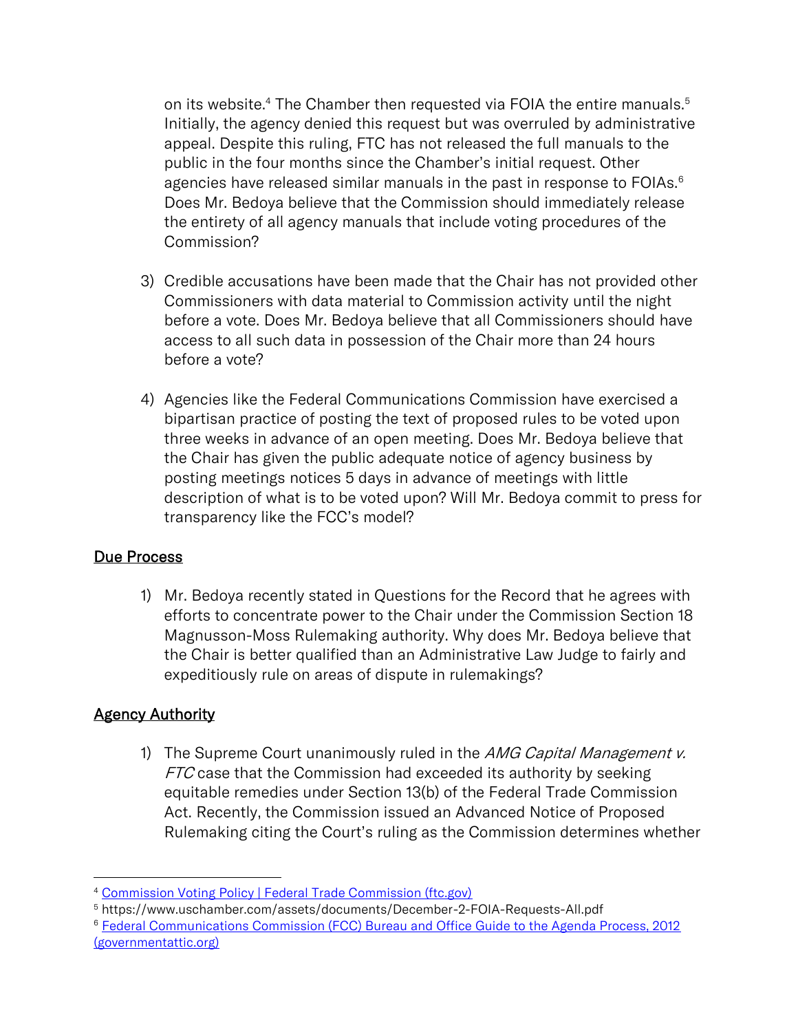on its website.[4] The Chamber then requested via FOIA the entire manuals.[5] Initially, the agency denied this request but was overruled by administrative appeal. Despite this ruling, FTC has not released the full manuals to the public in the four months since the Chamber's initial request. Other agencies have released similar manuals in the past in response to FOIAs.[6] Does Mr. Bedoya believe that the Commission should immediately release the entirety of all agency manuals that include voting procedures of the Commission?

3) Credible accusations have been made that the Chair has not provided other Commissioners with data material to Commission activity until the night before a vote. Does Mr. Bedoya believe that all Commissioners should have access to all such data in possession of the Chair more than 24 hours before a vote?

4) Agencies like the Federal Communications Commission have exercised a bipartisan practice of posting the text of proposed rules to be voted upon three weeks in advance of an open meeting. Does Mr. Bedoya believe that the Chair has given the public adequate notice of agency business by posting meetings notices 5 days in advance of meetings with little description of what is to be voted upon? Will Mr. Bedoya commit to press for transparency like the FCC's model?

## Due Process

1) Mr. Bedoya recently stated in Questions for the Record that he agrees with efforts to concentrate power to the Chair under the Commission Section 18 Magnusson-Moss Rulemaking authority. Why does Mr. Bedoya believe that the Chair is better qualified than an Administrative Law Judge to fairly and expeditiously rule on areas of dispute in rulemakings?

## Agency Authority

1) The Supreme Court unanimously ruled in the *AMG Capital Management v. FTC* case that the Commission had exceeded its authority by seeking equitable remedies under Section 13(b) of the Federal Trade Commission Act. Recently, the Commission issued an Advanced Notice of Proposed Rulemaking citing the Court's ruling as the Commission determines whether

---

[4] Commission Voting Policy | Federal Trade Commission (ftc.gov)

[5] https://www.uschamber.com/assets/documents/December-2-FOIA-Requests-All.pdf

[6] Federal Communications Commission (FCC) Bureau and Office Guide to the Agenda Process, 2012 (governmentattic.org)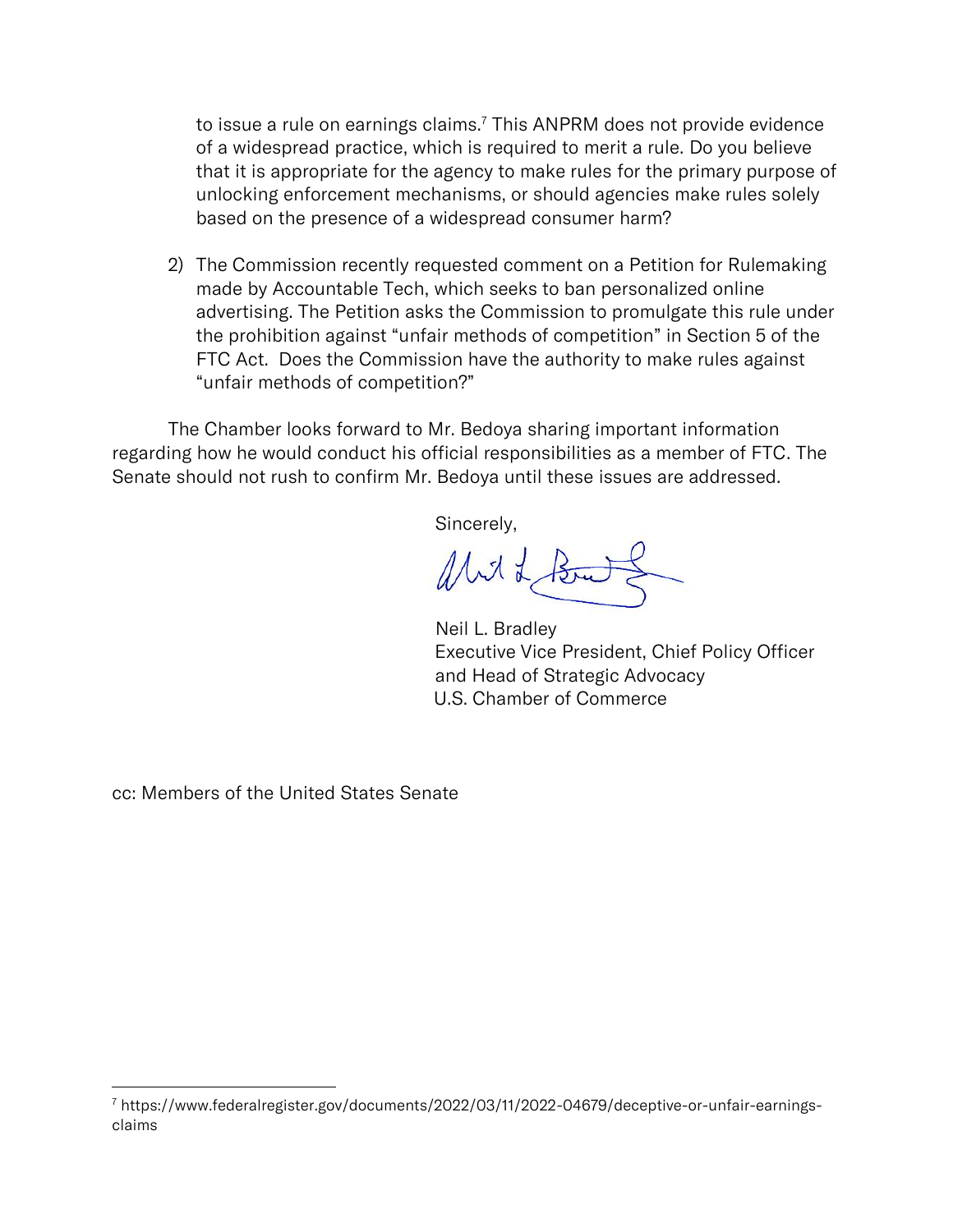to issue a rule on earnings claims.[7] This ANPRM does not provide evidence of a widespread practice, which is required to merit a rule. Do you believe that it is appropriate for the agency to make rules for the primary purpose of unlocking enforcement mechanisms, or should agencies make rules solely based on the presence of a widespread consumer harm?

2) The Commission recently requested comment on a Petition for Rulemaking made by Accountable Tech, which seeks to ban personalized online advertising. The Petition asks the Commission to promulgate this rule under the prohibition against "unfair methods of competition" in Section 5 of the FTC Act. Does the Commission have the authority to make rules against "unfair methods of competition?"

The Chamber looks forward to Mr. Bedoya sharing important information regarding how he would conduct his official responsibilities as a member of FTC. The Senate should not rush to confirm Mr. Bedoya until these issues are addressed.

Sincerely,

Neil L. Bradley
Executive Vice President, Chief Policy Officer
and Head of Strategic Advocacy
U.S. Chamber of Commerce

cc: Members of the United States Senate

[7] https://www.federalregister.gov/documents/2022/03/11/2022-04679/deceptive-or-unfair-earnings-claims